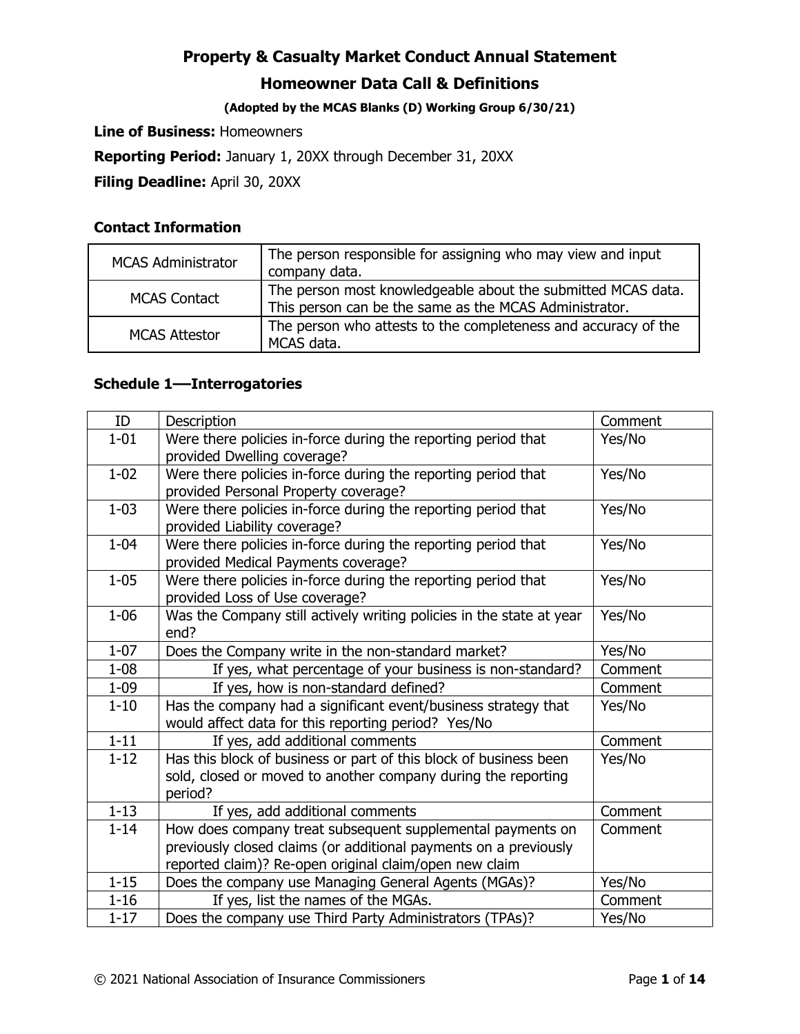# Property & Casualty Market Conduct Annual Statement

## Homeowner Data Call & Definitions

**(Adopted by the MCAS Blanks (D) Working Group 6/30/21)**

**Line of Business:** Homeowners

**Reporting Period:** January 1, 20XX through December 31, 20XX

**Filing Deadline:** April 30, 20XX

### Contact Information

| | |
|---|---|
| MCAS Administrator | The person responsible for assigning who may view and input company data. |
| MCAS Contact | The person most knowledgeable about the submitted MCAS data. This person can be the same as the MCAS Administrator. |
| MCAS Attestor | The person who attests to the completeness and accuracy of the MCAS data. |

### Schedule 1—Interrogatories

| ID | Description | Comment |
|---|---|---|
| 1-01 | Were there policies in-force during the reporting period that provided Dwelling coverage? | Yes/No |
| 1-02 | Were there policies in-force during the reporting period that provided Personal Property coverage? | Yes/No |
| 1-03 | Were there policies in-force during the reporting period that provided Liability coverage? | Yes/No |
| 1-04 | Were there policies in-force during the reporting period that provided Medical Payments coverage? | Yes/No |
| 1-05 | Were there policies in-force during the reporting period that provided Loss of Use coverage? | Yes/No |
| 1-06 | Was the Company still actively writing policies in the state at year end? | Yes/No |
| 1-07 | Does the Company write in the non-standard market? | Yes/No |
| 1-08 | If yes, what percentage of your business is non-standard? | Comment |
| 1-09 | If yes, how is non-standard defined? | Comment |
| 1-10 | Has the company had a significant event/business strategy that would affect data for this reporting period? Yes/No | Yes/No |
| 1-11 | If yes, add additional comments | Comment |
| 1-12 | Has this block of business or part of this block of business been sold, closed or moved to another company during the reporting period? | Yes/No |
| 1-13 | If yes, add additional comments | Comment |
| 1-14 | How does company treat subsequent supplemental payments on previously closed claims (or additional payments on a previously reported claim)? Re-open original claim/open new claim | Comment |
| 1-15 | Does the company use Managing General Agents (MGAs)? | Yes/No |
| 1-16 | If yes, list the names of the MGAs. | Comment |
| 1-17 | Does the company use Third Party Administrators (TPAs)? | Yes/No |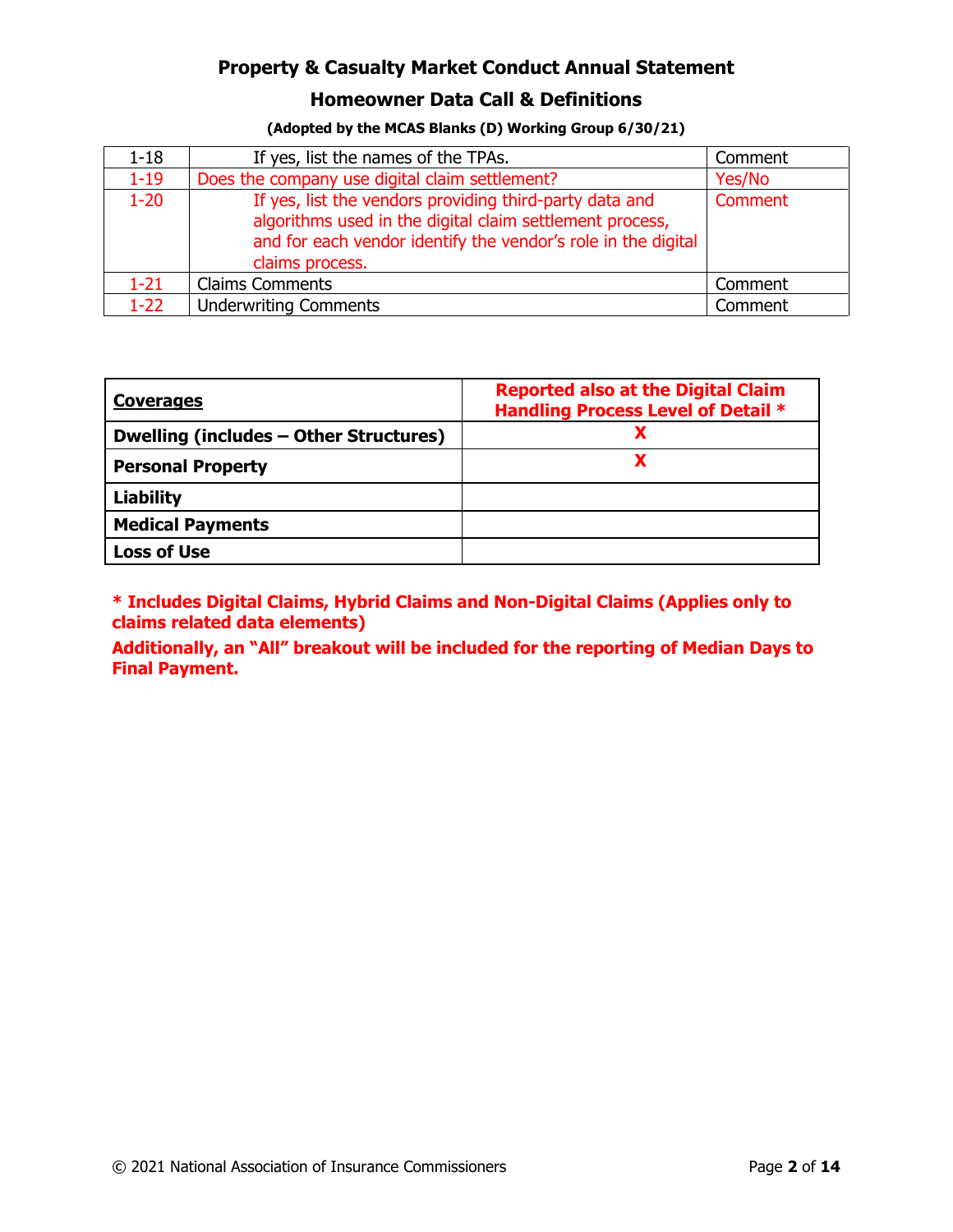## Property & Casualty Market Conduct Annual Statement

## Homeowner Data Call & Definitions

**(Adopted by the MCAS Blanks (D) Working Group 6/30/21)**

| | | |
|---|---|---|
| 1-18 | If yes, list the names of the TPAs. | Comment |
| 1-19 | Does the company use digital claim settlement? | Yes/No |
| 1-20 | If yes, list the vendors providing third-party data and algorithms used in the digital claim settlement process, and for each vendor identify the vendor's role in the digital claims process. | Comment |
| 1-21 | Claims Comments | Comment |
| 1-22 | Underwriting Comments | Comment |

| **Coverages** | **Reported also at the Digital Claim Handling Process Level of Detail *** |
|---|---|
| **Dwelling (includes – Other Structures)** | **X** |
| **Personal Property** | **X** |
| **Liability** | |
| **Medical Payments** | |
| **Loss of Use** | |

**\* Includes Digital Claims, Hybrid Claims and Non-Digital Claims (Applies only to claims related data elements)**

**Additionally, an "All" breakout will be included for the reporting of Median Days to Final Payment.**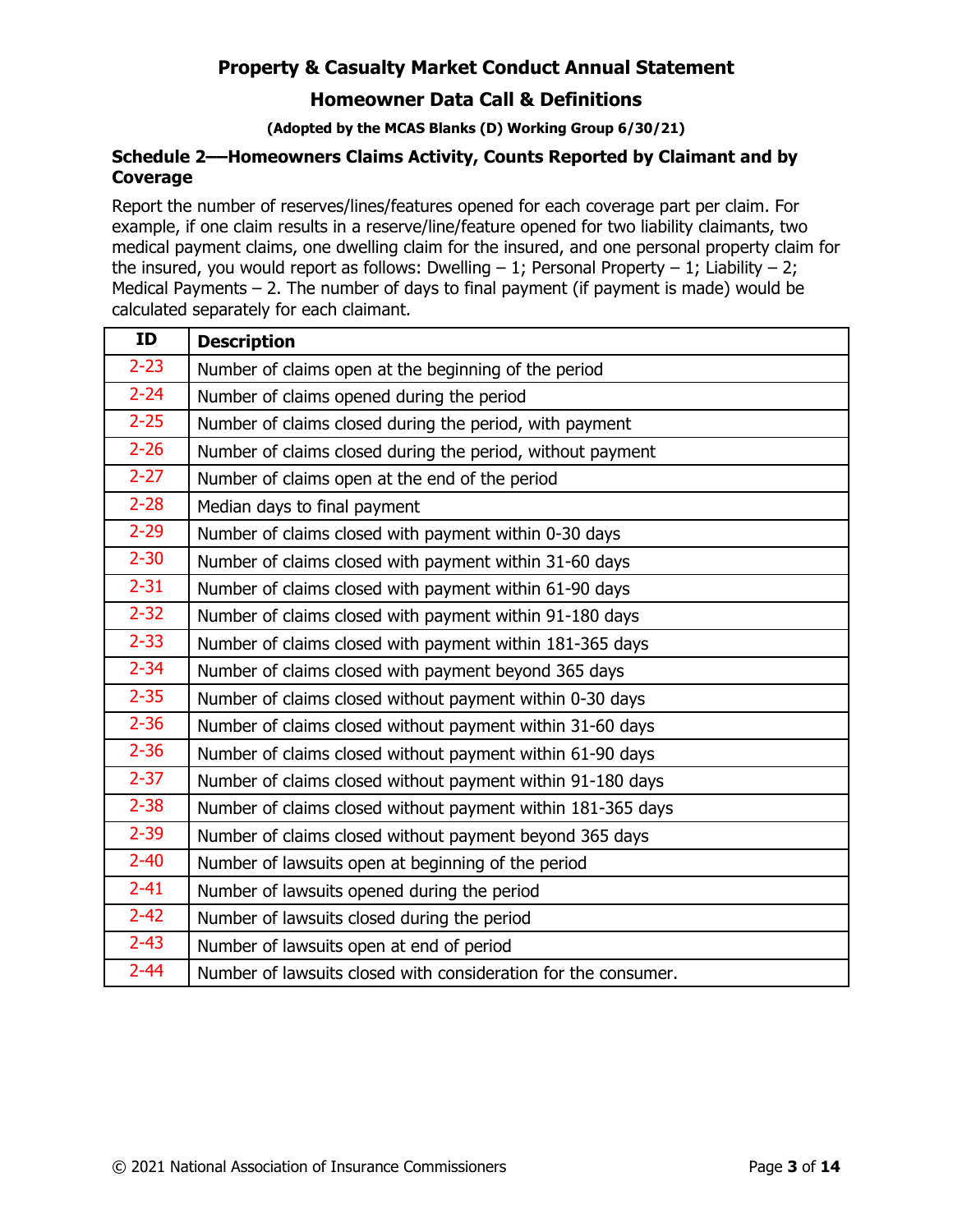# Property & Casualty Market Conduct Annual Statement

## Homeowner Data Call & Definitions

**(Adopted by the MCAS Blanks (D) Working Group 6/30/21)**

### Schedule 2—Homeowners Claims Activity, Counts Reported by Claimant and by Coverage

Report the number of reserves/lines/features opened for each coverage part per claim. For example, if one claim results in a reserve/line/feature opened for two liability claimants, two medical payment claims, one dwelling claim for the insured, and one personal property claim for the insured, you would report as follows: Dwelling – 1; Personal Property – 1; Liability – 2; Medical Payments – 2. The number of days to final payment (if payment is made) would be calculated separately for each claimant.

| ID | Description |
|---|---|
| 2-23 | Number of claims open at the beginning of the period |
| 2-24 | Number of claims opened during the period |
| 2-25 | Number of claims closed during the period, with payment |
| 2-26 | Number of claims closed during the period, without payment |
| 2-27 | Number of claims open at the end of the period |
| 2-28 | Median days to final payment |
| 2-29 | Number of claims closed with payment within 0-30 days |
| 2-30 | Number of claims closed with payment within 31-60 days |
| 2-31 | Number of claims closed with payment within 61-90 days |
| 2-32 | Number of claims closed with payment within 91-180 days |
| 2-33 | Number of claims closed with payment within 181-365 days |
| 2-34 | Number of claims closed with payment beyond 365 days |
| 2-35 | Number of claims closed without payment within 0-30 days |
| 2-36 | Number of claims closed without payment within 31-60 days |
| 2-36 | Number of claims closed without payment within 61-90 days |
| 2-37 | Number of claims closed without payment within 91-180 days |
| 2-38 | Number of claims closed without payment within 181-365 days |
| 2-39 | Number of claims closed without payment beyond 365 days |
| 2-40 | Number of lawsuits open at beginning of the period |
| 2-41 | Number of lawsuits opened during the period |
| 2-42 | Number of lawsuits closed during the period |
| 2-43 | Number of lawsuits open at end of period |
| 2-44 | Number of lawsuits closed with consideration for the consumer. |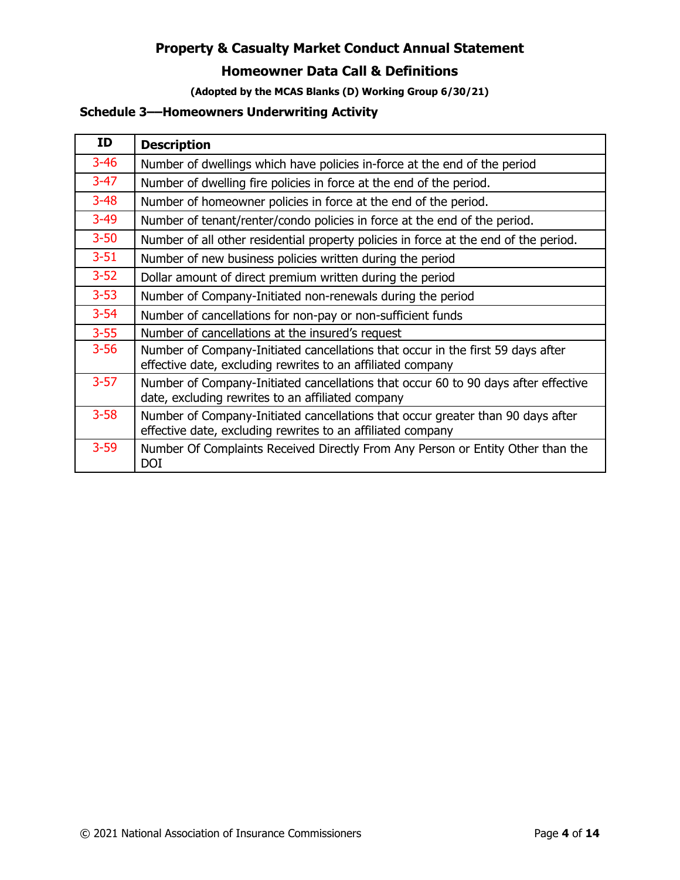## Property & Casualty Market Conduct Annual Statement

## Homeowner Data Call & Definitions

**(Adopted by the MCAS Blanks (D) Working Group 6/30/21)**

### Schedule 3—Homeowners Underwriting Activity

| ID | Description |
|---|---|
| 3-46 | Number of dwellings which have policies in-force at the end of the period |
| 3-47 | Number of dwelling fire policies in force at the end of the period. |
| 3-48 | Number of homeowner policies in force at the end of the period. |
| 3-49 | Number of tenant/renter/condo policies in force at the end of the period. |
| 3-50 | Number of all other residential property policies in force at the end of the period. |
| 3-51 | Number of new business policies written during the period |
| 3-52 | Dollar amount of direct premium written during the period |
| 3-53 | Number of Company-Initiated non-renewals during the period |
| 3-54 | Number of cancellations for non-pay or non-sufficient funds |
| 3-55 | Number of cancellations at the insured's request |
| 3-56 | Number of Company-Initiated cancellations that occur in the first 59 days after effective date, excluding rewrites to an affiliated company |
| 3-57 | Number of Company-Initiated cancellations that occur 60 to 90 days after effective date, excluding rewrites to an affiliated company |
| 3-58 | Number of Company-Initiated cancellations that occur greater than 90 days after effective date, excluding rewrites to an affiliated company |
| 3-59 | Number Of Complaints Received Directly From Any Person or Entity Other than the DOI |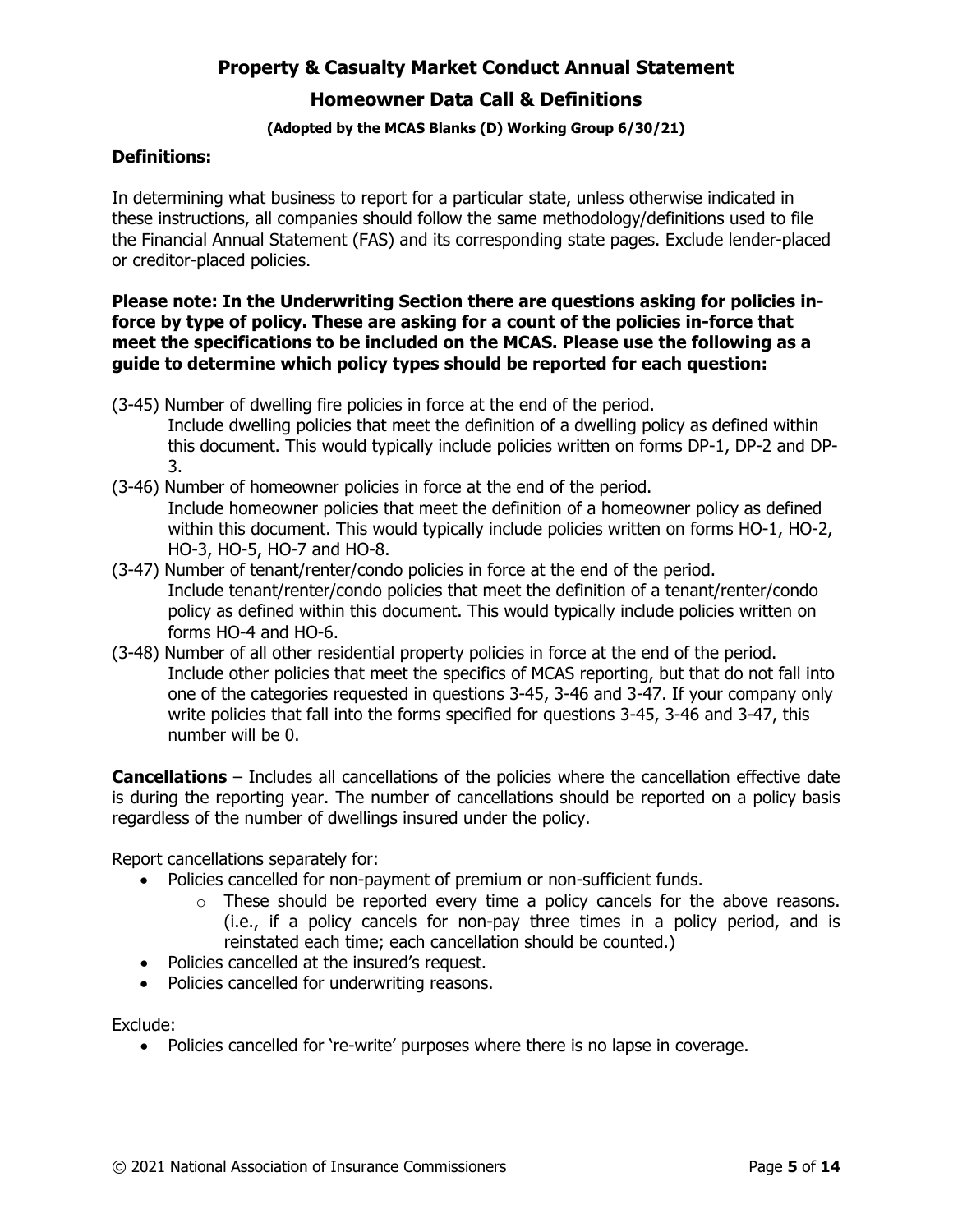# Property & Casualty Market Conduct Annual Statement

## Homeowner Data Call & Definitions

**(Adopted by the MCAS Blanks (D) Working Group 6/30/21)**

### Definitions:

In determining what business to report for a particular state, unless otherwise indicated in these instructions, all companies should follow the same methodology/definitions used to file the Financial Annual Statement (FAS) and its corresponding state pages. Exclude lender-placed or creditor-placed policies.

**Please note: In the Underwriting Section there are questions asking for policies in-force by type of policy. These are asking for a count of the policies in-force that meet the specifications to be included on the MCAS. Please use the following as a guide to determine which policy types should be reported for each question:**

(3-45) Number of dwelling fire policies in force at the end of the period.
  Include dwelling policies that meet the definition of a dwelling policy as defined within this document. This would typically include policies written on forms DP-1, DP-2 and DP-3.

(3-46) Number of homeowner policies in force at the end of the period.
  Include homeowner policies that meet the definition of a homeowner policy as defined within this document. This would typically include policies written on forms HO-1, HO-2, HO-3, HO-5, HO-7 and HO-8.

(3-47) Number of tenant/renter/condo policies in force at the end of the period.
  Include tenant/renter/condo policies that meet the definition of a tenant/renter/condo policy as defined within this document. This would typically include policies written on forms HO-4 and HO-6.

(3-48) Number of all other residential property policies in force at the end of the period.
  Include other policies that meet the specifics of MCAS reporting, but that do not fall into one of the categories requested in questions 3-45, 3-46 and 3-47. If your company only write policies that fall into the forms specified for questions 3-45, 3-46 and 3-47, this number will be 0.

**Cancellations** – Includes all cancellations of the policies where the cancellation effective date is during the reporting year. The number of cancellations should be reported on a policy basis regardless of the number of dwellings insured under the policy.

Report cancellations separately for:

- Policies cancelled for non-payment of premium or non-sufficient funds.
  - These should be reported every time a policy cancels for the above reasons. (i.e., if a policy cancels for non-pay three times in a policy period, and is reinstated each time; each cancellation should be counted.)
- Policies cancelled at the insured's request.
- Policies cancelled for underwriting reasons.

Exclude:

- Policies cancelled for 're-write' purposes where there is no lapse in coverage.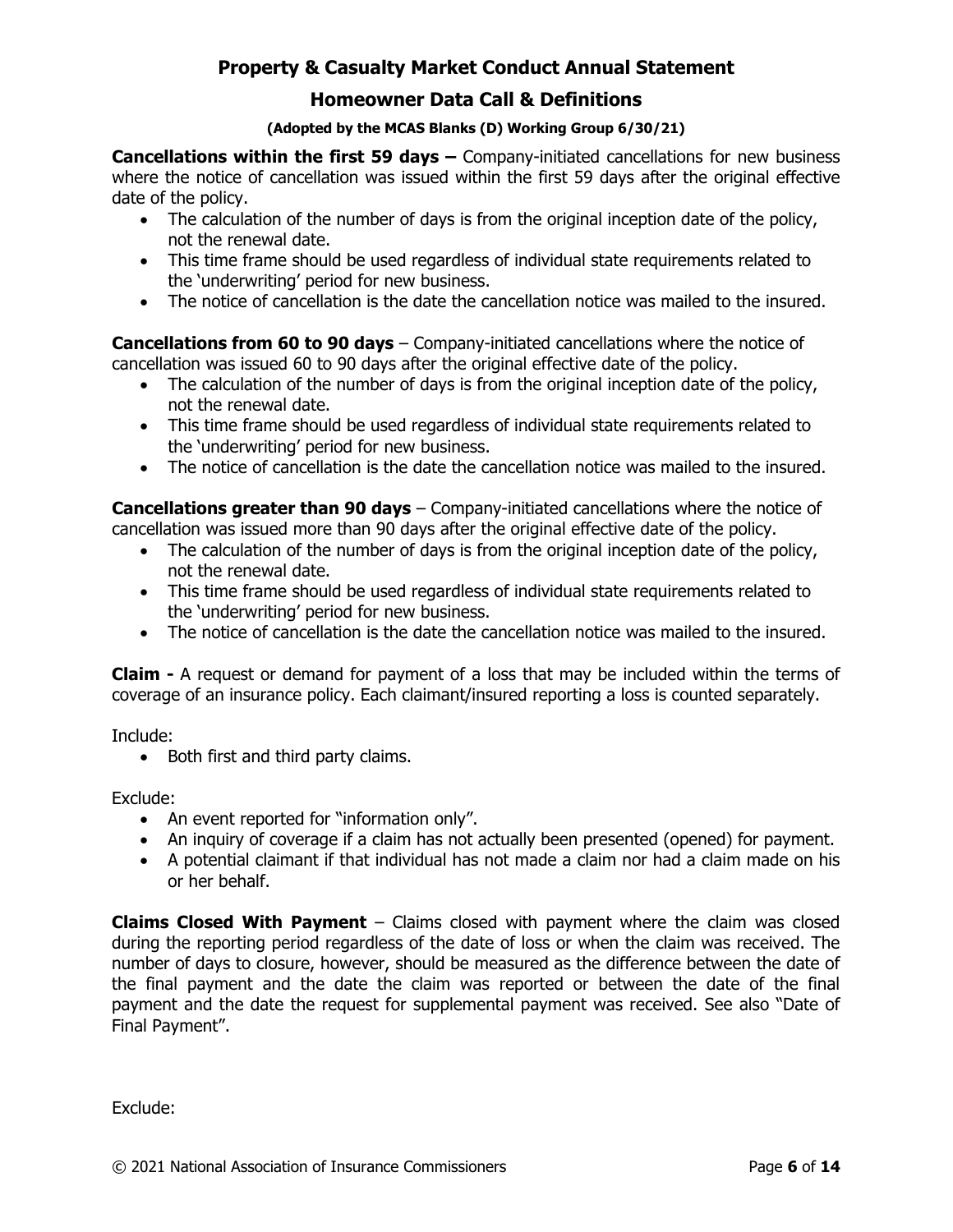**Cancellations within the first 59 days –** Company-initiated cancellations for new business where the notice of cancellation was issued within the first 59 days after the original effective date of the policy.

- The calculation of the number of days is from the original inception date of the policy, not the renewal date.
- This time frame should be used regardless of individual state requirements related to the 'underwriting' period for new business.
- The notice of cancellation is the date the cancellation notice was mailed to the insured.

**Cancellations from 60 to 90 days** – Company-initiated cancellations where the notice of cancellation was issued 60 to 90 days after the original effective date of the policy.

- The calculation of the number of days is from the original inception date of the policy, not the renewal date.
- This time frame should be used regardless of individual state requirements related to the 'underwriting' period for new business.
- The notice of cancellation is the date the cancellation notice was mailed to the insured.

**Cancellations greater than 90 days** – Company-initiated cancellations where the notice of cancellation was issued more than 90 days after the original effective date of the policy.

- The calculation of the number of days is from the original inception date of the policy, not the renewal date.
- This time frame should be used regardless of individual state requirements related to the 'underwriting' period for new business.
- The notice of cancellation is the date the cancellation notice was mailed to the insured.

**Claim -** A request or demand for payment of a loss that may be included within the terms of coverage of an insurance policy. Each claimant/insured reporting a loss is counted separately.

Include:

- Both first and third party claims.

Exclude:

- An event reported for "information only".
- An inquiry of coverage if a claim has not actually been presented (opened) for payment.
- A potential claimant if that individual has not made a claim nor had a claim made on his or her behalf.

**Claims Closed With Payment** – Claims closed with payment where the claim was closed during the reporting period regardless of the date of loss or when the claim was received. The number of days to closure, however, should be measured as the difference between the date of the final payment and the date the claim was reported or between the date of the final payment and the date the request for supplemental payment was received. See also "Date of Final Payment".

Exclude: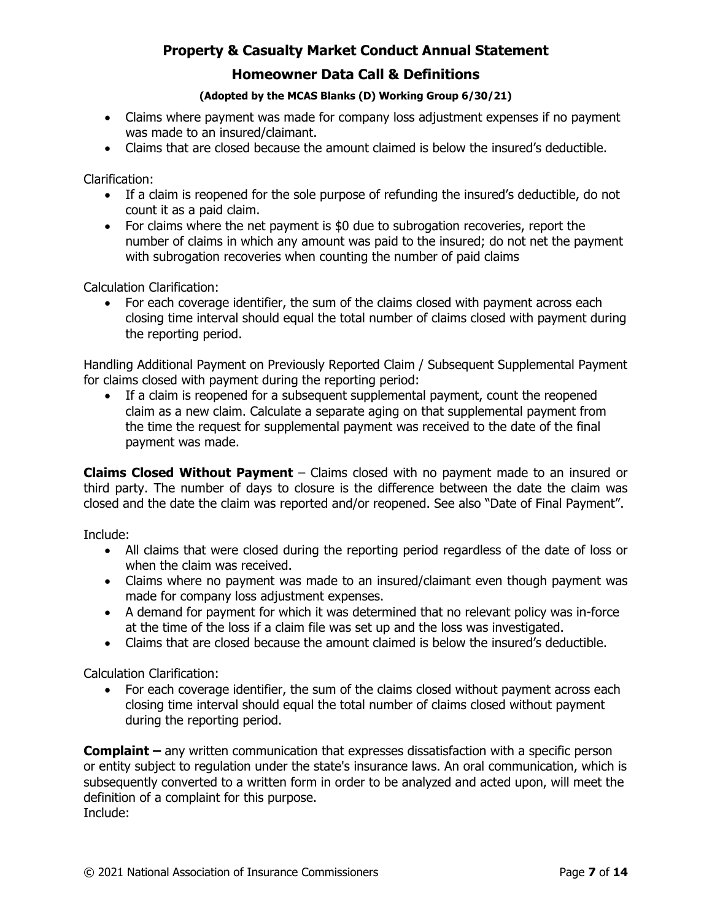- Claims where payment was made for company loss adjustment expenses if no payment was made to an insured/claimant.
- Claims that are closed because the amount claimed is below the insured's deductible.

Clarification:

- If a claim is reopened for the sole purpose of refunding the insured's deductible, do not count it as a paid claim.
- For claims where the net payment is $0 due to subrogation recoveries, report the number of claims in which any amount was paid to the insured; do not net the payment with subrogation recoveries when counting the number of paid claims

Calculation Clarification:

- For each coverage identifier, the sum of the claims closed with payment across each closing time interval should equal the total number of claims closed with payment during the reporting period.

Handling Additional Payment on Previously Reported Claim / Subsequent Supplemental Payment for claims closed with payment during the reporting period:

- If a claim is reopened for a subsequent supplemental payment, count the reopened claim as a new claim. Calculate a separate aging on that supplemental payment from the time the request for supplemental payment was received to the date of the final payment was made.

**Claims Closed Without Payment** – Claims closed with no payment made to an insured or third party. The number of days to closure is the difference between the date the claim was closed and the date the claim was reported and/or reopened. See also "Date of Final Payment".

Include:

- All claims that were closed during the reporting period regardless of the date of loss or when the claim was received.
- Claims where no payment was made to an insured/claimant even though payment was made for company loss adjustment expenses.
- A demand for payment for which it was determined that no relevant policy was in-force at the time of the loss if a claim file was set up and the loss was investigated.
- Claims that are closed because the amount claimed is below the insured's deductible.

Calculation Clarification:

- For each coverage identifier, the sum of the claims closed without payment across each closing time interval should equal the total number of claims closed without payment during the reporting period.

**Complaint –** any written communication that expresses dissatisfaction with a specific person or entity subject to regulation under the state's insurance laws. An oral communication, which is subsequently converted to a written form in order to be analyzed and acted upon, will meet the definition of a complaint for this purpose.
Include: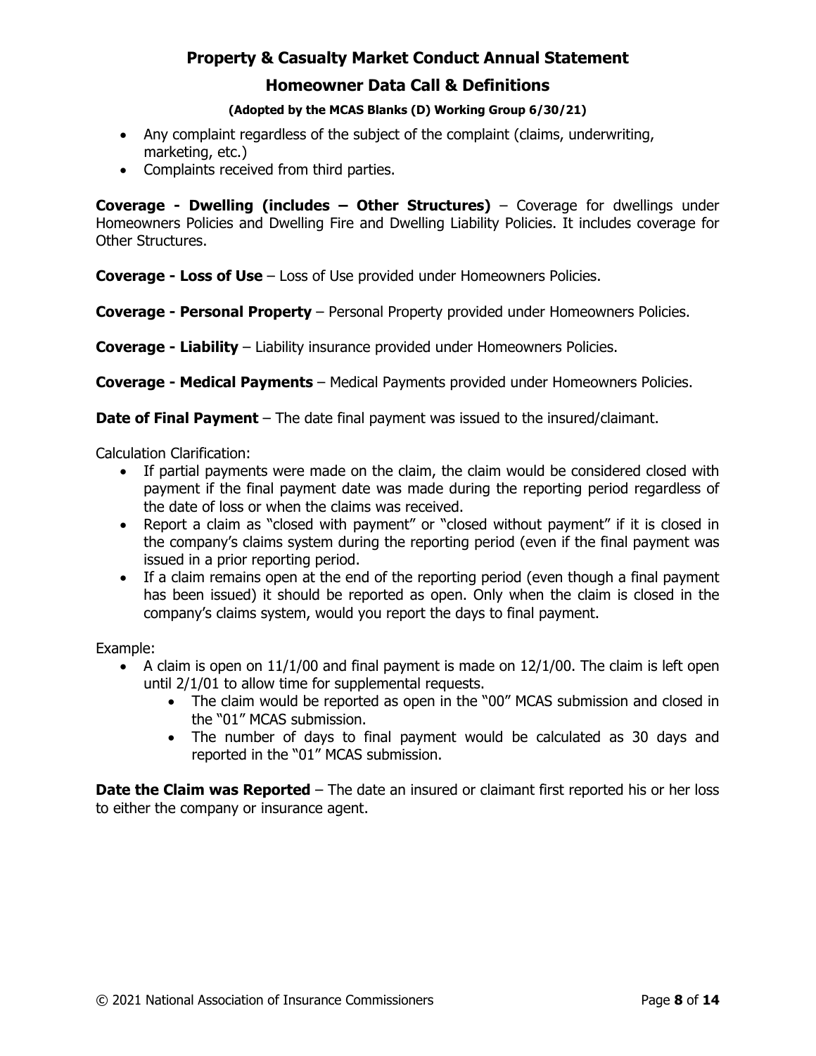- Any complaint regardless of the subject of the complaint (claims, underwriting, marketing, etc.)
- Complaints received from third parties.

**Coverage - Dwelling (includes – Other Structures)** – Coverage for dwellings under Homeowners Policies and Dwelling Fire and Dwelling Liability Policies. It includes coverage for Other Structures.

**Coverage - Loss of Use** – Loss of Use provided under Homeowners Policies.

**Coverage - Personal Property** – Personal Property provided under Homeowners Policies.

**Coverage - Liability** – Liability insurance provided under Homeowners Policies.

**Coverage - Medical Payments** – Medical Payments provided under Homeowners Policies.

**Date of Final Payment** – The date final payment was issued to the insured/claimant.

Calculation Clarification:

- If partial payments were made on the claim, the claim would be considered closed with payment if the final payment date was made during the reporting period regardless of the date of loss or when the claims was received.
- Report a claim as "closed with payment" or "closed without payment" if it is closed in the company's claims system during the reporting period (even if the final payment was issued in a prior reporting period.
- If a claim remains open at the end of the reporting period (even though a final payment has been issued) it should be reported as open. Only when the claim is closed in the company's claims system, would you report the days to final payment.

Example:

- A claim is open on 11/1/00 and final payment is made on 12/1/00. The claim is left open until 2/1/01 to allow time for supplemental requests.
  - The claim would be reported as open in the "00" MCAS submission and closed in the "01" MCAS submission.
  - The number of days to final payment would be calculated as 30 days and reported in the "01" MCAS submission.

**Date the Claim was Reported** – The date an insured or claimant first reported his or her loss to either the company or insurance agent.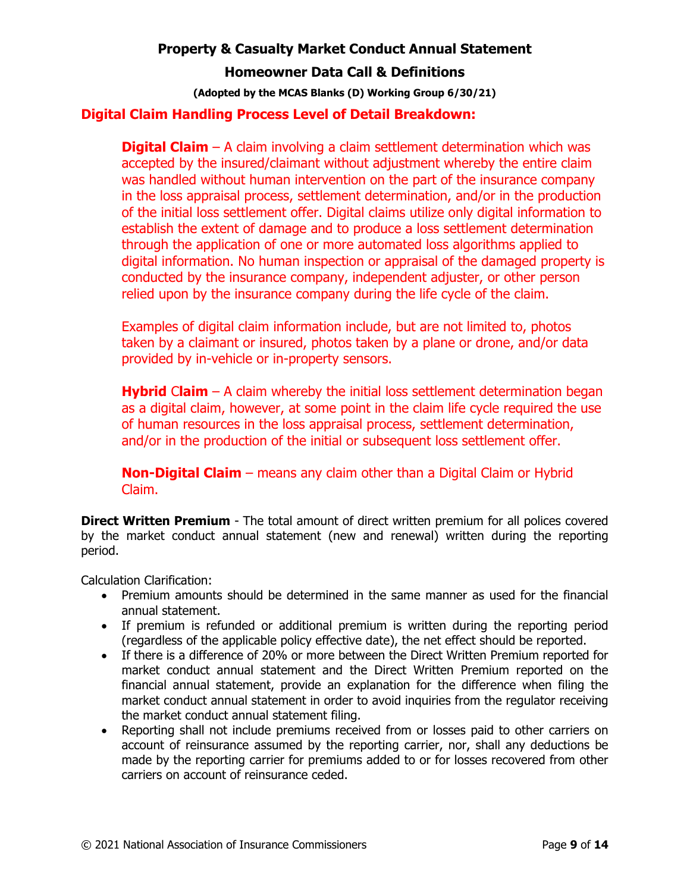**Digital Claim Handling Process Level of Detail Breakdown:**

> **Digital Claim** – A claim involving a claim settlement determination which was accepted by the insured/claimant without adjustment whereby the entire claim was handled without human intervention on the part of the insurance company in the loss appraisal process, settlement determination, and/or in the production of the initial loss settlement offer. Digital claims utilize only digital information to establish the extent of damage and to produce a loss settlement determination through the application of one or more automated loss algorithms applied to digital information. No human inspection or appraisal of the damaged property is conducted by the insurance company, independent adjuster, or other person relied upon by the insurance company during the life cycle of the claim.
>
> Examples of digital claim information include, but are not limited to, photos taken by a claimant or insured, photos taken by a plane or drone, and/or data provided by in-vehicle or in-property sensors.
>
> **Hybrid Claim** – A claim whereby the initial loss settlement determination began as a digital claim, however, at some point in the claim life cycle required the use of human resources in the loss appraisal process, settlement determination, and/or in the production of the initial or subsequent loss settlement offer.
>
> **Non-Digital Claim** – means any claim other than a Digital Claim or Hybrid Claim.

**Direct Written Premium** - The total amount of direct written premium for all polices covered by the market conduct annual statement (new and renewal) written during the reporting period.

Calculation Clarification:

- Premium amounts should be determined in the same manner as used for the financial annual statement.
- If premium is refunded or additional premium is written during the reporting period (regardless of the applicable policy effective date), the net effect should be reported.
- If there is a difference of 20% or more between the Direct Written Premium reported for market conduct annual statement and the Direct Written Premium reported on the financial annual statement, provide an explanation for the difference when filing the market conduct annual statement in order to avoid inquiries from the regulator receiving the market conduct annual statement filing.
- Reporting shall not include premiums received from or losses paid to other carriers on account of reinsurance assumed by the reporting carrier, nor, shall any deductions be made by the reporting carrier for premiums added to or for losses recovered from other carriers on account of reinsurance ceded.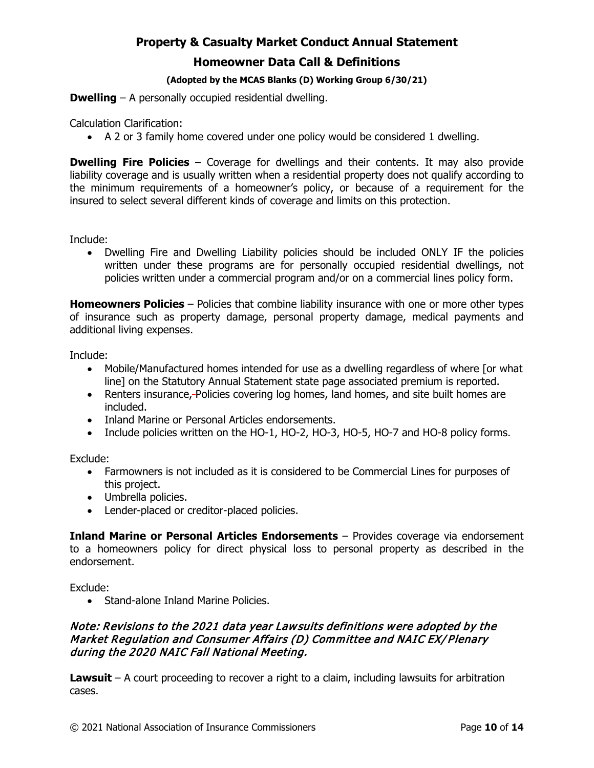## Property & Casualty Market Conduct Annual Statement

## Homeowner Data Call & Definitions

**(Adopted by the MCAS Blanks (D) Working Group 6/30/21)**

**Dwelling** – A personally occupied residential dwelling.

Calculation Clarification:

- A 2 or 3 family home covered under one policy would be considered 1 dwelling.

**Dwelling Fire Policies** – Coverage for dwellings and their contents. It may also provide liability coverage and is usually written when a residential property does not qualify according to the minimum requirements of a homeowner's policy, or because of a requirement for the insured to select several different kinds of coverage and limits on this protection.

Include:

- Dwelling Fire and Dwelling Liability policies should be included ONLY IF the policies written under these programs are for personally occupied residential dwellings, not policies written under a commercial program and/or on a commercial lines policy form.

**Homeowners Policies** – Policies that combine liability insurance with one or more other types of insurance such as property damage, personal property damage, medical payments and additional living expenses.

Include:

- Mobile/Manufactured homes intended for use as a dwelling regardless of where [or what line] on the Statutory Annual Statement state page associated premium is reported.
- Renters insurance, Policies covering log homes, land homes, and site built homes are included.
- Inland Marine or Personal Articles endorsements.
- Include policies written on the HO-1, HO-2, HO-3, HO-5, HO-7 and HO-8 policy forms.

Exclude:

- Farmowners is not included as it is considered to be Commercial Lines for purposes of this project.
- Umbrella policies.
- Lender-placed or creditor-placed policies.

**Inland Marine or Personal Articles Endorsements** – Provides coverage via endorsement to a homeowners policy for direct physical loss to personal property as described in the endorsement.

Exclude:

- Stand-alone Inland Marine Policies.

*Note: Revisions to the 2021 data year Lawsuits definitions were adopted by the Market Regulation and Consumer Affairs (D) Committee and NAIC EX/Plenary during the 2020 NAIC Fall National Meeting.*

**Lawsuit** – A court proceeding to recover a right to a claim, including lawsuits for arbitration cases.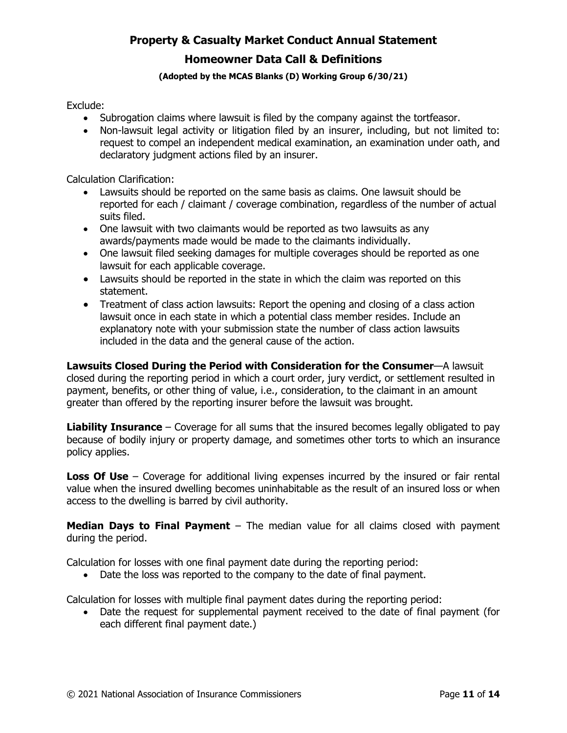Exclude:

- Subrogation claims where lawsuit is filed by the company against the tortfeasor.
- Non-lawsuit legal activity or litigation filed by an insurer, including, but not limited to: request to compel an independent medical examination, an examination under oath, and declaratory judgment actions filed by an insurer.

Calculation Clarification:

- Lawsuits should be reported on the same basis as claims. One lawsuit should be reported for each / claimant / coverage combination, regardless of the number of actual suits filed.
- One lawsuit with two claimants would be reported as two lawsuits as any awards/payments made would be made to the claimants individually.
- One lawsuit filed seeking damages for multiple coverages should be reported as one lawsuit for each applicable coverage.
- Lawsuits should be reported in the state in which the claim was reported on this statement.
- Treatment of class action lawsuits: Report the opening and closing of a class action lawsuit once in each state in which a potential class member resides. Include an explanatory note with your submission state the number of class action lawsuits included in the data and the general cause of the action.

**Lawsuits Closed During the Period with Consideration for the Consumer**—A lawsuit closed during the reporting period in which a court order, jury verdict, or settlement resulted in payment, benefits, or other thing of value, i.e., consideration, to the claimant in an amount greater than offered by the reporting insurer before the lawsuit was brought.

**Liability Insurance** – Coverage for all sums that the insured becomes legally obligated to pay because of bodily injury or property damage, and sometimes other torts to which an insurance policy applies.

**Loss Of Use** – Coverage for additional living expenses incurred by the insured or fair rental value when the insured dwelling becomes uninhabitable as the result of an insured loss or when access to the dwelling is barred by civil authority.

**Median Days to Final Payment** – The median value for all claims closed with payment during the period.

Calculation for losses with one final payment date during the reporting period:

- Date the loss was reported to the company to the date of final payment.

Calculation for losses with multiple final payment dates during the reporting period:

- Date the request for supplemental payment received to the date of final payment (for each different final payment date.)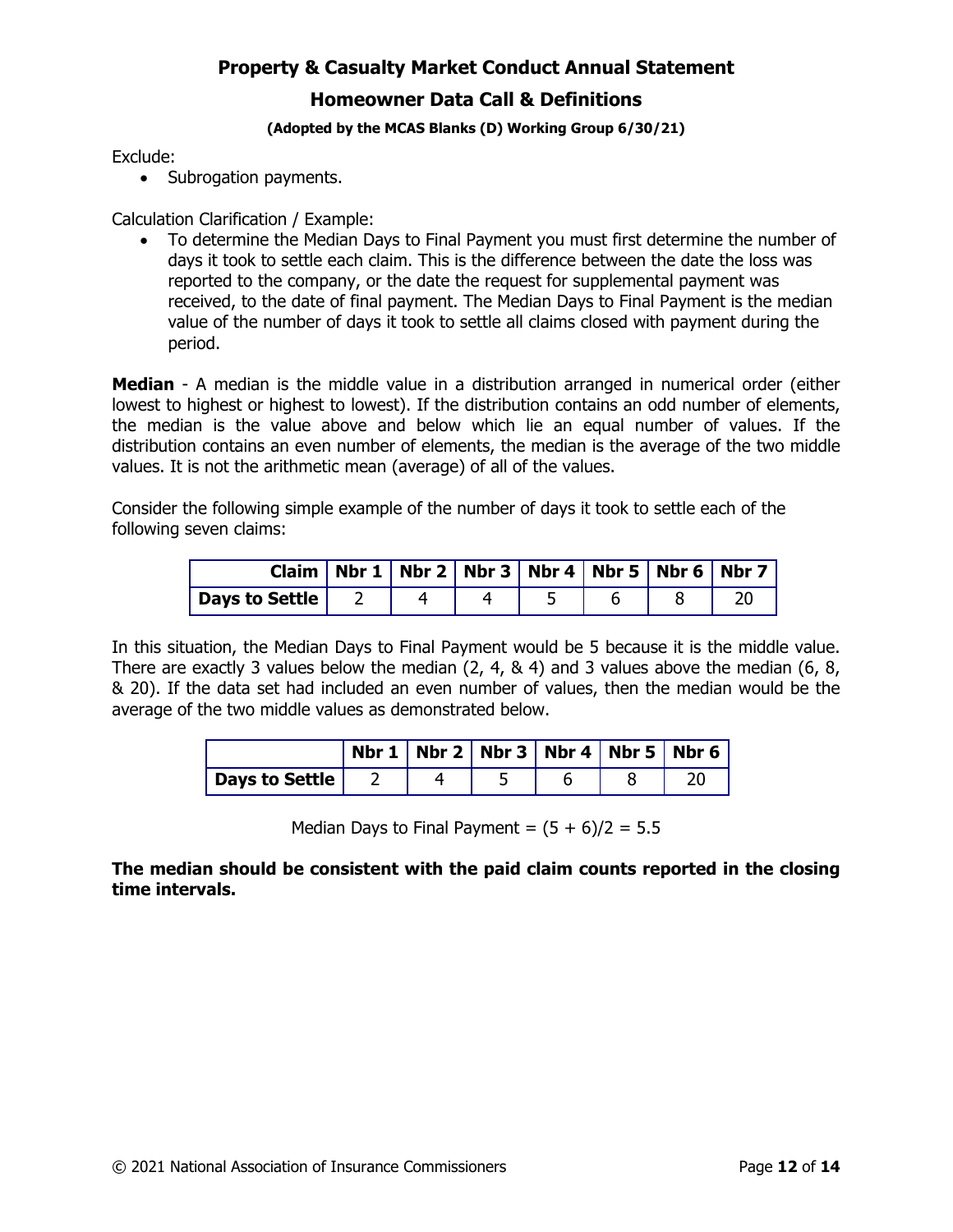Exclude:

- Subrogation payments.

Calculation Clarification / Example:

- To determine the Median Days to Final Payment you must first determine the number of days it took to settle each claim. This is the difference between the date the loss was reported to the company, or the date the request for supplemental payment was received, to the date of final payment. The Median Days to Final Payment is the median value of the number of days it took to settle all claims closed with payment during the period.

**Median** - A median is the middle value in a distribution arranged in numerical order (either lowest to highest or highest to lowest). If the distribution contains an odd number of elements, the median is the value above and below which lie an equal number of values. If the distribution contains an even number of elements, the median is the average of the two middle values. It is not the arithmetic mean (average) of all of the values.

Consider the following simple example of the number of days it took to settle each of the following seven claims:

| Claim | Nbr 1 | Nbr 2 | Nbr 3 | Nbr 4 | Nbr 5 | Nbr 6 | Nbr 7 |
|---|---|---|---|---|---|---|---|
| **Days to Settle** | 2 | 4 | 4 | 5 | 6 | 8 | 20 |

In this situation, the Median Days to Final Payment would be 5 because it is the middle value. There are exactly 3 values below the median (2, 4, & 4) and 3 values above the median (6, 8, & 20). If the data set had included an even number of values, then the median would be the average of the two middle values as demonstrated below.

| | Nbr 1 | Nbr 2 | Nbr 3 | Nbr 4 | Nbr 5 | Nbr 6 |
|---|---|---|---|---|---|---|
| **Days to Settle** | 2 | 4 | 5 | 6 | 8 | 20 |

Median Days to Final Payment = $(5 + 6)/2 = 5.5$

**The median should be consistent with the paid claim counts reported in the closing time intervals.**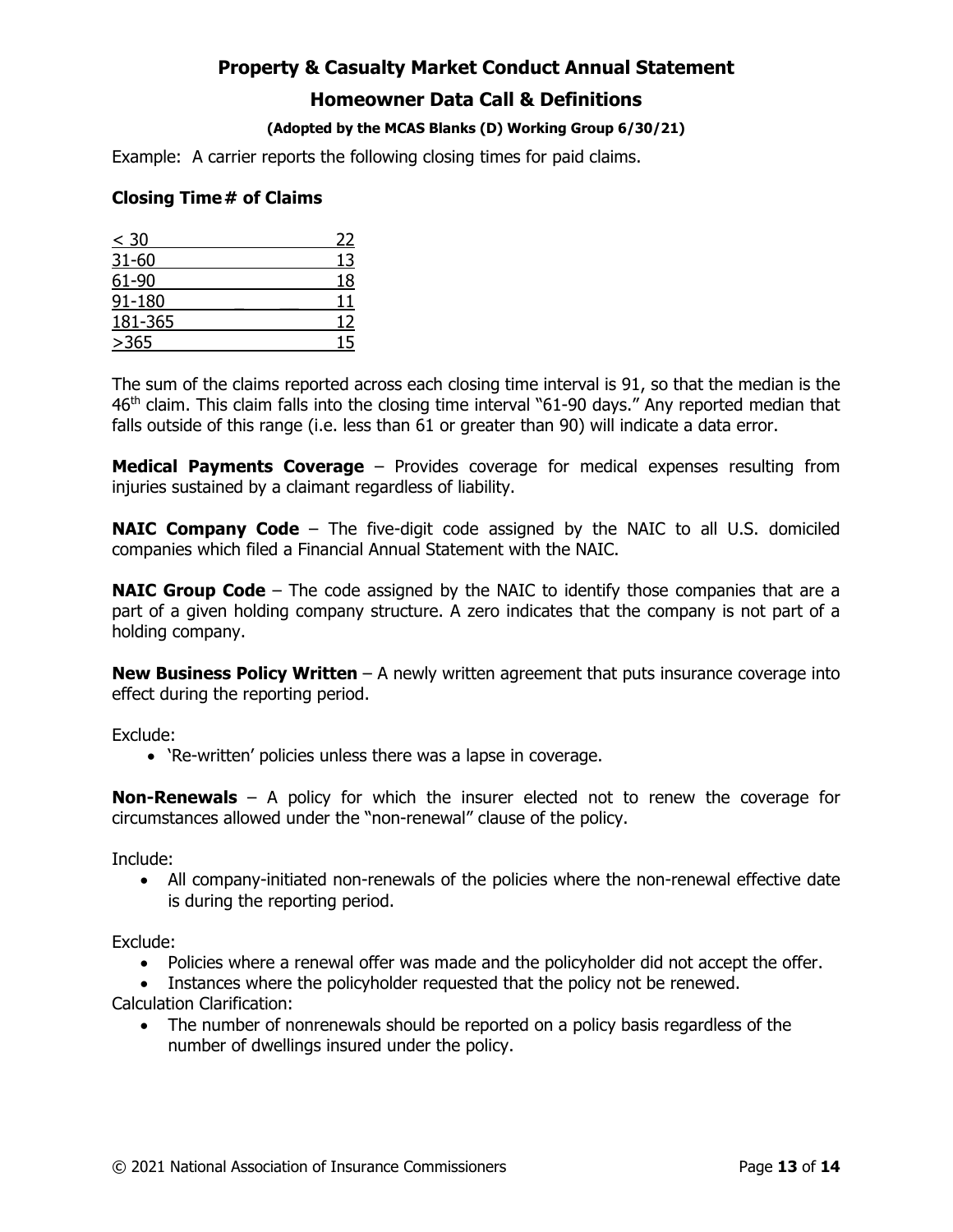Example: A carrier reports the following closing times for paid claims.

| Closing Time | # of Claims |
|---|---|
| < 30 | 22 |
| 31-60 | 13 |
| 61-90 | 18 |
| 91-180 | 11 |
| 181-365 | 12 |
| >365 | 15 |

The sum of the claims reported across each closing time interval is 91, so that the median is the 46th claim. This claim falls into the closing time interval "61-90 days." Any reported median that falls outside of this range (i.e. less than 61 or greater than 90) will indicate a data error.

**Medical Payments Coverage** – Provides coverage for medical expenses resulting from injuries sustained by a claimant regardless of liability.

**NAIC Company Code** – The five-digit code assigned by the NAIC to all U.S. domiciled companies which filed a Financial Annual Statement with the NAIC.

**NAIC Group Code** – The code assigned by the NAIC to identify those companies that are a part of a given holding company structure. A zero indicates that the company is not part of a holding company.

**New Business Policy Written** – A newly written agreement that puts insurance coverage into effect during the reporting period.

Exclude:

- 'Re-written' policies unless there was a lapse in coverage.

**Non-Renewals** – A policy for which the insurer elected not to renew the coverage for circumstances allowed under the "non-renewal" clause of the policy.

Include:

- All company-initiated non-renewals of the policies where the non-renewal effective date is during the reporting period.

Exclude:

- Policies where a renewal offer was made and the policyholder did not accept the offer.
- Instances where the policyholder requested that the policy not be renewed.

Calculation Clarification:

- The number of nonrenewals should be reported on a policy basis regardless of the number of dwellings insured under the policy.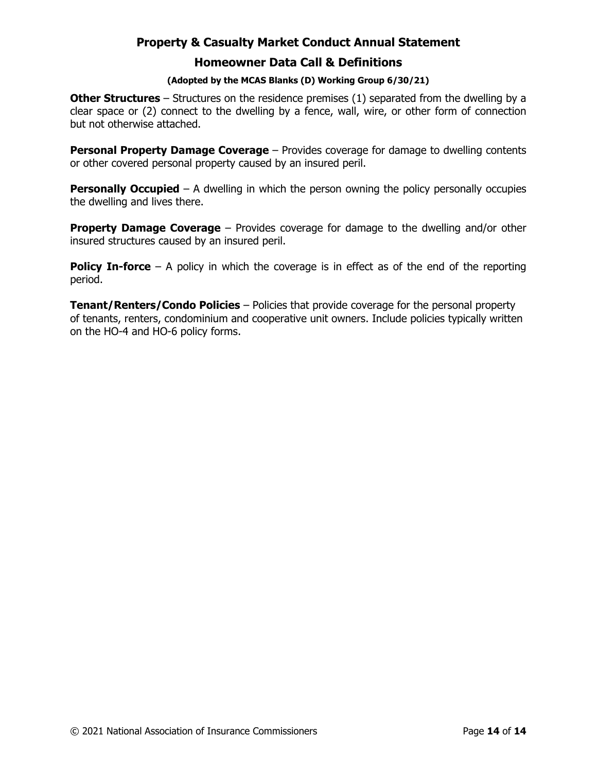**Other Structures** – Structures on the residence premises (1) separated from the dwelling by a clear space or (2) connect to the dwelling by a fence, wall, wire, or other form of connection but not otherwise attached.

**Personal Property Damage Coverage** – Provides coverage for damage to dwelling contents or other covered personal property caused by an insured peril.

**Personally Occupied** – A dwelling in which the person owning the policy personally occupies the dwelling and lives there.

**Property Damage Coverage** – Provides coverage for damage to the dwelling and/or other insured structures caused by an insured peril.

**Policy In-force** – A policy in which the coverage is in effect as of the end of the reporting period.

**Tenant/Renters/Condo Policies** – Policies that provide coverage for the personal property of tenants, renters, condominium and cooperative unit owners. Include policies typically written on the HO-4 and HO-6 policy forms.